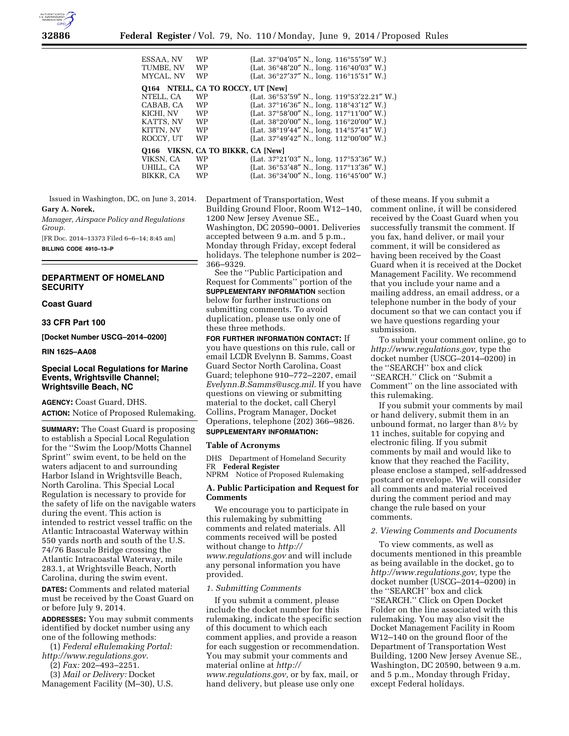| | | |
|---|---|---|
| ESSAA, NV | WP | (Lat. 37°04′05″ N., long. 116°55′59″ W.) |
| TUMBE, NV | WP | (Lat. 36°48′20″ N., long. 116°40′03″ W.) |
| MYCAL, NV | WP | (Lat. 36°27′37″ N., long. 116°15′51″ W.) |

**Q164 NTELL, CA TO ROCCY, UT [New]**

| | | |
|---|---|---|
| NTELL, CA | WP | (Lat. 36°53′59″ N., long. 119°53′22.21″ W.) |
| CABAB, CA | WP | (Lat. 37°16′36″ N., long. 118°43′12″ W.) |
| KICHI, NV | WP | (Lat. 37°58′00″ N., long. 117°11′00″ W.) |
| KATTS, NV | WP | (Lat. 38°20′00″ N., long. 116°20′00″ W.) |
| KITTN, NV | WP | (Lat. 38°19′44″ N., long. 114°57′41″ W.) |
| ROCCY, UT | WP | (Lat. 37°49′42″ N., long. 112°00′00″ W.) |

**Q166 VIKSN, CA TO BIKKR, CA [New]**

| | | |
|---|---|---|
| VIKSN, CA | WP | (Lat. 37°21′03″ N., long. 117°53′36″ W.) |
| UHILL, CA | WP | (Lat. 36°53′48″ N., long. 117°13′36″ W.) |
| BIKKR, CA | WP | (Lat. 36°34′00″ N., long. 116°45′00″ W.) |

Issued in Washington, DC, on June 3, 2014.

**Gary A. Norek,**

*Manager, Airspace Policy and Regulations Group.*

[FR Doc. 2014–13373 Filed 6–6–14; 8:45 am]

**BILLING CODE 4910–13–P**

## DEPARTMENT OF HOMELAND SECURITY

### Coast Guard

### 33 CFR Part 100

**[Docket Number USCG–2014–0200]**

**RIN 1625–AA08**

### Special Local Regulations for Marine Events, Wrightsville Channel; Wrightsville Beach, NC

**AGENCY:** Coast Guard, DHS.

**ACTION:** Notice of Proposed Rulemaking.

**SUMMARY:** The Coast Guard is proposing to establish a Special Local Regulation for the ''Swim the Loop/Motts Channel Sprint'' swim event, to be held on the waters adjacent to and surrounding Harbor Island in Wrightsville Beach, North Carolina. This Special Local Regulation is necessary to provide for the safety of life on the navigable waters during the event. This action is intended to restrict vessel traffic on the Atlantic Intracoastal Waterway within 550 yards north and south of the U.S. 74/76 Bascule Bridge crossing the Atlantic Intracoastal Waterway, mile 283.1, at Wrightsville Beach, North Carolina, during the swim event.

**DATES:** Comments and related material must be received by the Coast Guard on or before July 9, 2014.

**ADDRESSES:** You may submit comments identified by docket number using any one of the following methods:

(1) *Federal eRulemaking Portal: http://www.regulations.gov*.

(2) *Fax:* 202–493–2251.

(3) *Mail or Delivery:* Docket Management Facility (M–30), U.S. Department of Transportation, West Building Ground Floor, Room W12–140, 1200 New Jersey Avenue SE., Washington, DC 20590–0001. Deliveries accepted between 9 a.m. and 5 p.m., Monday through Friday, except federal holidays. The telephone number is 202–366–9329.

See the ''Public Participation and Request for Comments'' portion of the **SUPPLEMENTARY INFORMATION** section below for further instructions on submitting comments. To avoid duplication, please use only one of these three methods.

**FOR FURTHER INFORMATION CONTACT:** If you have questions on this rule, call or email LCDR Evelynn B. Samms, Coast Guard Sector North Carolina, Coast Guard; telephone 910–772–2207, email *Evelynn.B.Samms@uscg.mil*. If you have questions on viewing or submitting material to the docket, call Cheryl Collins, Program Manager, Docket Operations, telephone (202) 366–9826.

**SUPPLEMENTARY INFORMATION:**

### Table of Acronyms

DHS Department of Homeland Security
FR **Federal Register**
NPRM Notice of Proposed Rulemaking

### A. Public Participation and Request for Comments

We encourage you to participate in this rulemaking by submitting comments and related materials. All comments received will be posted without change to *http://www.regulations.gov* and will include any personal information you have provided.

#### *1. Submitting Comments*

If you submit a comment, please include the docket number for this rulemaking, indicate the specific section of this document to which each comment applies, and provide a reason for each suggestion or recommendation. You may submit your comments and material online at *http://www.regulations.gov,* or by fax, mail, or hand delivery, but please use only one of these means. If you submit a comment online, it will be considered received by the Coast Guard when you successfully transmit the comment. If you fax, hand deliver, or mail your comment, it will be considered as having been received by the Coast Guard when it is received at the Docket Management Facility. We recommend that you include your name and a mailing address, an email address, or a telephone number in the body of your document so that we can contact you if we have questions regarding your submission.

To submit your comment online, go to *http://www.regulations.gov,* type the docket number (USCG–2014–0200) in the ''SEARCH'' box and click ''SEARCH.'' Click on ''Submit a Comment'' on the line associated with this rulemaking.

If you submit your comments by mail or hand delivery, submit them in an unbound format, no larger than 8½ by 11 inches, suitable for copying and electronic filing. If you submit comments by mail and would like to know that they reached the Facility, please enclose a stamped, self-addressed postcard or envelope. We will consider all comments and material received during the comment period and may change the rule based on your comments.

#### *2. Viewing Comments and Documents*

To view comments, as well as documents mentioned in this preamble as being available in the docket, go to *http://www.regulations.gov,* type the docket number (USCG–2014–0200) in the ''SEARCH'' box and click ''SEARCH.'' Click on Open Docket Folder on the line associated with this rulemaking. You may also visit the Docket Management Facility in Room W12–140 on the ground floor of the Department of Transportation West Building, 1200 New Jersey Avenue SE., Washington, DC 20590, between 9 a.m. and 5 p.m., Monday through Friday, except Federal holidays.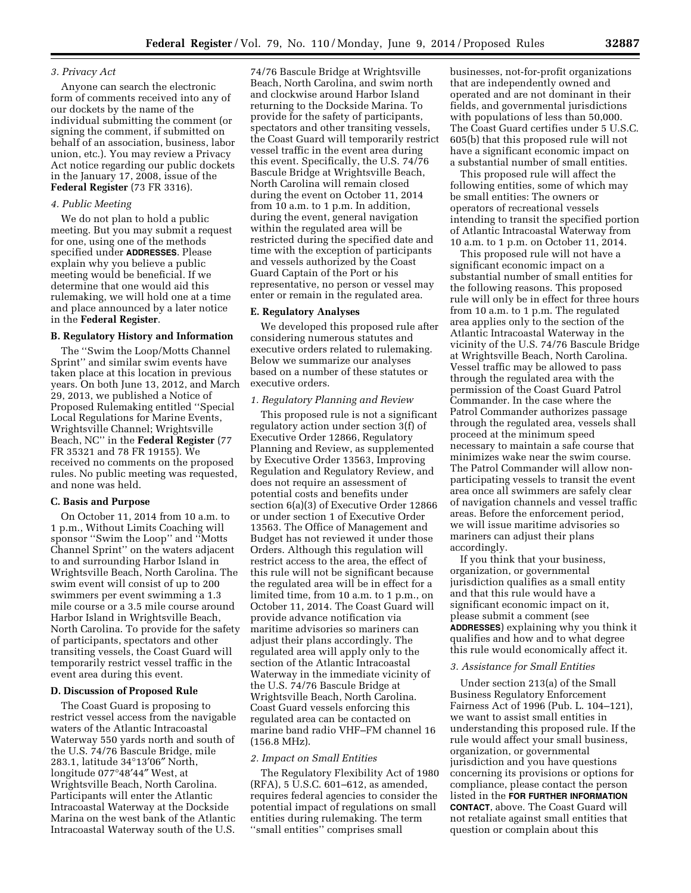### *3. Privacy Act*

Anyone can search the electronic form of comments received into any of our dockets by the name of the individual submitting the comment (or signing the comment, if submitted on behalf of an association, business, labor union, etc.). You may review a Privacy Act notice regarding our public dockets in the January 17, 2008, issue of the **Federal Register** (73 FR 3316).

### *4. Public Meeting*

We do not plan to hold a public meeting. But you may submit a request for one, using one of the methods specified under **ADDRESSES**. Please explain why you believe a public meeting would be beneficial. If we determine that one would aid this rulemaking, we will hold one at a time and place announced by a later notice in the **Federal Register**.

## B. Regulatory History and Information

The ''Swim the Loop/Motts Channel Sprint'' and similar swim events have taken place at this location in previous years. On both June 13, 2012, and March 29, 2013, we published a Notice of Proposed Rulemaking entitled ''Special Local Regulations for Marine Events, Wrightsville Channel; Wrightsville Beach, NC'' in the **Federal Register** (77 FR 35321 and 78 FR 19155). We received no comments on the proposed rules. No public meeting was requested, and none was held.

## C. Basis and Purpose

On October 11, 2014 from 10 a.m. to 1 p.m., Without Limits Coaching will sponsor ''Swim the Loop'' and ''Motts Channel Sprint'' on the waters adjacent to and surrounding Harbor Island in Wrightsville Beach, North Carolina. The swim event will consist of up to 200 swimmers per event swimming a 1.3 mile course or a 3.5 mile course around Harbor Island in Wrightsville Beach, North Carolina. To provide for the safety of participants, spectators and other transiting vessels, the Coast Guard will temporarily restrict vessel traffic in the event area during this event.

## D. Discussion of Proposed Rule

The Coast Guard is proposing to restrict vessel access from the navigable waters of the Atlantic Intracoastal Waterway 550 yards north and south of the U.S. 74/76 Bascule Bridge, mile 283.1, latitude 34°13′06″ North, longitude 077°48′44″ West, at Wrightsville Beach, North Carolina. Participants will enter the Atlantic Intracoastal Waterway at the Dockside Marina on the west bank of the Atlantic Intracoastal Waterway south of the U.S. 74/76 Bascule Bridge at Wrightsville Beach, North Carolina, and swim north and clockwise around Harbor Island returning to the Dockside Marina. To provide for the safety of participants, spectators and other transiting vessels, the Coast Guard will temporarily restrict vessel traffic in the event area during this event. Specifically, the U.S. 74/76 Bascule Bridge at Wrightsville Beach, North Carolina will remain closed during the event on October 11, 2014 from 10 a.m. to 1 p.m. In addition, during the event, general navigation within the regulated area will be restricted during the specified date and time with the exception of participants and vessels authorized by the Coast Guard Captain of the Port or his representative, no person or vessel may enter or remain in the regulated area.

## E. Regulatory Analyses

We developed this proposed rule after considering numerous statutes and executive orders related to rulemaking. Below we summarize our analyses based on a number of these statutes or executive orders.

### *1. Regulatory Planning and Review*

This proposed rule is not a significant regulatory action under section 3(f) of Executive Order 12866, Regulatory Planning and Review, as supplemented by Executive Order 13563, Improving Regulation and Regulatory Review, and does not require an assessment of potential costs and benefits under section 6(a)(3) of Executive Order 12866 or under section 1 of Executive Order 13563. The Office of Management and Budget has not reviewed it under those Orders. Although this regulation will restrict access to the area, the effect of this rule will not be significant because the regulated area will be in effect for a limited time, from 10 a.m. to 1 p.m., on October 11, 2014. The Coast Guard will provide advance notification via maritime advisories so mariners can adjust their plans accordingly. The regulated area will apply only to the section of the Atlantic Intracoastal Waterway in the immediate vicinity of the U.S. 74/76 Bascule Bridge at Wrightsville Beach, North Carolina. Coast Guard vessels enforcing this regulated area can be contacted on marine band radio VHF–FM channel 16 (156.8 MHz).

### *2. Impact on Small Entities*

The Regulatory Flexibility Act of 1980 (RFA), 5 U.S.C. 601–612, as amended, requires federal agencies to consider the potential impact of regulations on small entities during rulemaking. The term ''small entities'' comprises small businesses, not-for-profit organizations that are independently owned and operated and are not dominant in their fields, and governmental jurisdictions with populations of less than 50,000. The Coast Guard certifies under 5 U.S.C. 605(b) that this proposed rule will not have a significant economic impact on a substantial number of small entities.

This proposed rule will affect the following entities, some of which may be small entities: The owners or operators of recreational vessels intending to transit the specified portion of Atlantic Intracoastal Waterway from 10 a.m. to 1 p.m. on October 11, 2014.

This proposed rule will not have a significant economic impact on a substantial number of small entities for the following reasons. This proposed rule will only be in effect for three hours from 10 a.m. to 1 p.m. The regulated area applies only to the section of the Atlantic Intracoastal Waterway in the vicinity of the U.S. 74/76 Bascule Bridge at Wrightsville Beach, North Carolina. Vessel traffic may be allowed to pass through the regulated area with the permission of the Coast Guard Patrol Commander. In the case where the Patrol Commander authorizes passage through the regulated area, vessels shall proceed at the minimum speed necessary to maintain a safe course that minimizes wake near the swim course. The Patrol Commander will allow non-participating vessels to transit the event area once all swimmers are safely clear of navigation channels and vessel traffic areas. Before the enforcement period, we will issue maritime advisories so mariners can adjust their plans accordingly.

If you think that your business, organization, or governmental jurisdiction qualifies as a small entity and that this rule would have a significant economic impact on it, please submit a comment (see **ADDRESSES**) explaining why you think it qualifies and how and to what degree this rule would economically affect it.

### *3. Assistance for Small Entities*

Under section 213(a) of the Small Business Regulatory Enforcement Fairness Act of 1996 (Pub. L. 104–121), we want to assist small entities in understanding this proposed rule. If the rule would affect your small business, organization, or governmental jurisdiction and you have questions concerning its provisions or options for compliance, please contact the person listed in the **FOR FURTHER INFORMATION CONTACT**, above. The Coast Guard will not retaliate against small entities that question or complain about this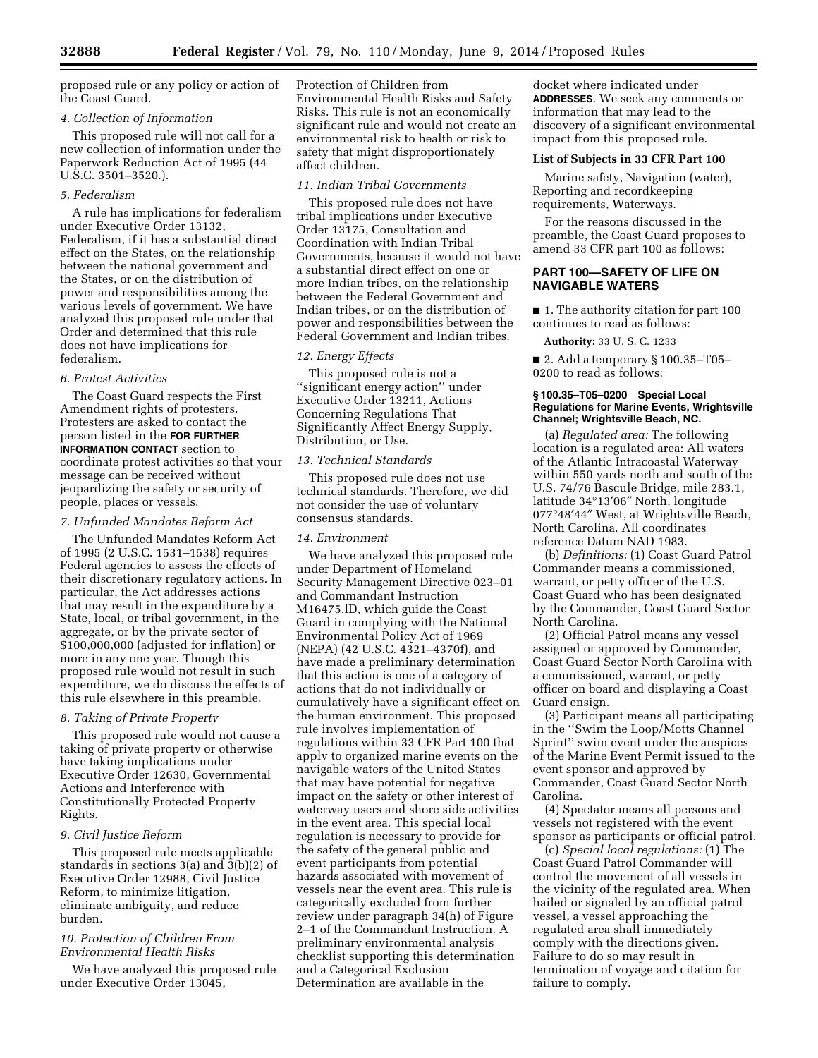proposed rule or any policy or action of the Coast Guard.

### *4. Collection of Information*

This proposed rule will not call for a new collection of information under the Paperwork Reduction Act of 1995 (44 U.S.C. 3501–3520.).

### *5. Federalism*

A rule has implications for federalism under Executive Order 13132, Federalism, if it has a substantial direct effect on the States, on the relationship between the national government and the States, or on the distribution of power and responsibilities among the various levels of government. We have analyzed this proposed rule under that Order and determined that this rule does not have implications for federalism.

### *6. Protest Activities*

The Coast Guard respects the First Amendment rights of protesters. Protesters are asked to contact the person listed in the **FOR FURTHER INFORMATION CONTACT** section to coordinate protest activities so that your message can be received without jeopardizing the safety or security of people, places or vessels.

### *7. Unfunded Mandates Reform Act*

The Unfunded Mandates Reform Act of 1995 (2 U.S.C. 1531–1538) requires Federal agencies to assess the effects of their discretionary regulatory actions. In particular, the Act addresses actions that may result in the expenditure by a State, local, or tribal government, in the aggregate, or by the private sector of $100,000,000 (adjusted for inflation) or more in any one year. Though this proposed rule would not result in such expenditure, we do discuss the effects of this rule elsewhere in this preamble.

### *8. Taking of Private Property*

This proposed rule would not cause a taking of private property or otherwise have taking implications under Executive Order 12630, Governmental Actions and Interference with Constitutionally Protected Property Rights.

### *9. Civil Justice Reform*

This proposed rule meets applicable standards in sections 3(a) and 3(b)(2) of Executive Order 12988, Civil Justice Reform, to minimize litigation, eliminate ambiguity, and reduce burden.

### *10. Protection of Children From Environmental Health Risks*

We have analyzed this proposed rule under Executive Order 13045, Protection of Children from Environmental Health Risks and Safety Risks. This rule is not an economically significant rule and would not create an environmental risk to health or risk to safety that might disproportionately affect children.

### *11. Indian Tribal Governments*

This proposed rule does not have tribal implications under Executive Order 13175, Consultation and Coordination with Indian Tribal Governments, because it would not have a substantial direct effect on one or more Indian tribes, on the relationship between the Federal Government and Indian tribes, or on the distribution of power and responsibilities between the Federal Government and Indian tribes.

### *12. Energy Effects*

This proposed rule is not a ''significant energy action'' under Executive Order 13211, Actions Concerning Regulations That Significantly Affect Energy Supply, Distribution, or Use.

### *13. Technical Standards*

This proposed rule does not use technical standards. Therefore, we did not consider the use of voluntary consensus standards.

### *14. Environment*

We have analyzed this proposed rule under Department of Homeland Security Management Directive 023–01 and Commandant Instruction M16475.lD, which guide the Coast Guard in complying with the National Environmental Policy Act of 1969 (NEPA) (42 U.S.C. 4321–4370f), and have made a preliminary determination that this action is one of a category of actions that do not individually or cumulatively have a significant effect on the human environment. This proposed rule involves implementation of regulations within 33 CFR Part 100 that apply to organized marine events on the navigable waters of the United States that may have potential for negative impact on the safety or other interest of waterway users and shore side activities in the event area. This special local regulation is necessary to provide for the safety of the general public and event participants from potential hazards associated with movement of vessels near the event area. This rule is categorically excluded from further review under paragraph 34(h) of Figure 2–1 of the Commandant Instruction. A preliminary environmental analysis checklist supporting this determination and a Categorical Exclusion Determination are available in the docket where indicated under **ADDRESSES**. We seek any comments or information that may lead to the discovery of a significant environmental impact from this proposed rule.

## List of Subjects in 33 CFR Part 100

Marine safety, Navigation (water), Reporting and recordkeeping requirements, Waterways.

For the reasons discussed in the preamble, the Coast Guard proposes to amend 33 CFR part 100 as follows:

## PART 100—SAFETY OF LIFE ON NAVIGABLE WATERS

■ 1. The authority citation for part 100 continues to read as follows:

**Authority:** 33 U. S. C. 1233

■ 2. Add a temporary § 100.35–T05–0200 to read as follows:

#### § 100.35–T05–0200 Special Local Regulations for Marine Events, Wrightsville Channel; Wrightsville Beach, NC.

(a) *Regulated area:* The following location is a regulated area: All waters of the Atlantic Intracoastal Waterway within 550 yards north and south of the U.S. 74/76 Bascule Bridge, mile 283.1, latitude 34°13′06″ North, longitude 077°48′44″ West, at Wrightsville Beach, North Carolina. All coordinates reference Datum NAD 1983.

(b) *Definitions:* (1) Coast Guard Patrol Commander means a commissioned, warrant, or petty officer of the U.S. Coast Guard who has been designated by the Commander, Coast Guard Sector North Carolina.

(2) Official Patrol means any vessel assigned or approved by Commander, Coast Guard Sector North Carolina with a commissioned, warrant, or petty officer on board and displaying a Coast Guard ensign.

(3) Participant means all participating in the ''Swim the Loop/Motts Channel Sprint'' swim event under the auspices of the Marine Event Permit issued to the event sponsor and approved by Commander, Coast Guard Sector North Carolina.

(4) Spectator means all persons and vessels not registered with the event sponsor as participants or official patrol.

(c) *Special local regulations:* (1) The Coast Guard Patrol Commander will control the movement of all vessels in the vicinity of the regulated area. When hailed or signaled by an official patrol vessel, a vessel approaching the regulated area shall immediately comply with the directions given. Failure to do so may result in termination of voyage and citation for failure to comply.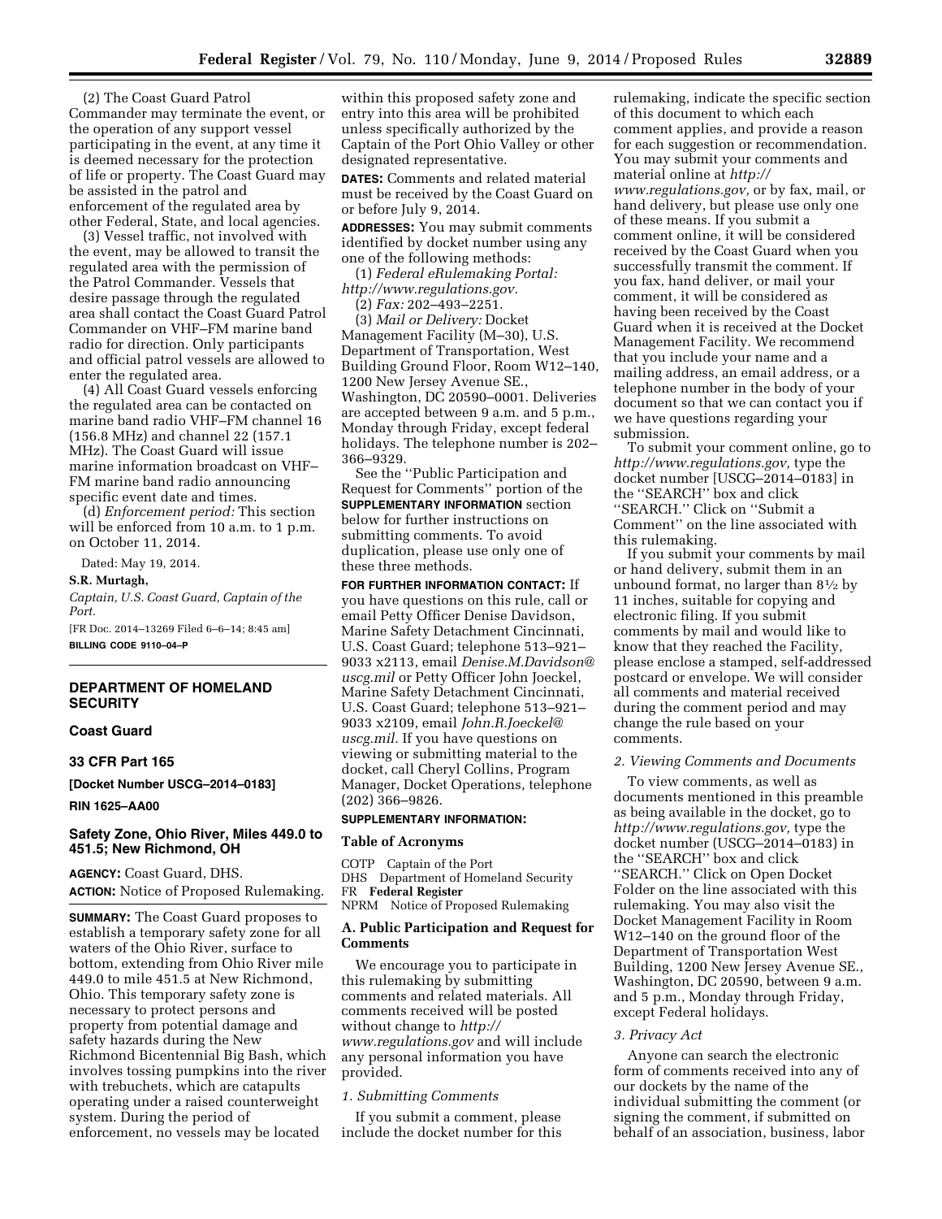(2) The Coast Guard Patrol Commander may terminate the event, or the operation of any support vessel participating in the event, at any time it is deemed necessary for the protection of life or property. The Coast Guard may be assisted in the patrol and enforcement of the regulated area by other Federal, State, and local agencies.

(3) Vessel traffic, not involved with the event, may be allowed to transit the regulated area with the permission of the Patrol Commander. Vessels that desire passage through the regulated area shall contact the Coast Guard Patrol Commander on VHF–FM marine band radio for direction. Only participants and official patrol vessels are allowed to enter the regulated area.

(4) All Coast Guard vessels enforcing the regulated area can be contacted on marine band radio VHF–FM channel 16 (156.8 MHz) and channel 22 (157.1 MHz). The Coast Guard will issue marine information broadcast on VHF–FM marine band radio announcing specific event date and times.

(d) *Enforcement period:* This section will be enforced from 10 a.m. to 1 p.m. on October 11, 2014.

Dated: May 19, 2014.

**S.R. Murtagh,**

*Captain, U.S. Coast Guard, Captain of the Port.*

[FR Doc. 2014–13269 Filed 6–6–14; 8:45 am]

**BILLING CODE 9110–04–P**

---

## DEPARTMENT OF HOMELAND SECURITY

### Coast Guard

### 33 CFR Part 165

**[Docket Number USCG–2014–0183]**

**RIN 1625–AA00**

### Safety Zone, Ohio River, Miles 449.0 to 451.5; New Richmond, OH

**AGENCY:** Coast Guard, DHS.

**ACTION:** Notice of Proposed Rulemaking.

**SUMMARY:** The Coast Guard proposes to establish a temporary safety zone for all waters of the Ohio River, surface to bottom, extending from Ohio River mile 449.0 to mile 451.5 at New Richmond, Ohio. This temporary safety zone is necessary to protect persons and property from potential damage and safety hazards during the New Richmond Bicentennial Big Bash, which involves tossing pumpkins into the river with trebuchets, which are catapults operating under a raised counterweight system. During the period of enforcement, no vessels may be located within this proposed safety zone and entry into this area will be prohibited unless specifically authorized by the Captain of the Port Ohio Valley or other designated representative.

**DATES:** Comments and related material must be received by the Coast Guard on or before July 9, 2014.

**ADDRESSES:** You may submit comments identified by docket number using any one of the following methods:

(1) *Federal eRulemaking Portal: http://www.regulations.gov.*

(2) *Fax:* 202–493–2251.

(3) *Mail or Delivery:* Docket Management Facility (M–30), U.S. Department of Transportation, West Building Ground Floor, Room W12–140, 1200 New Jersey Avenue SE., Washington, DC 20590–0001. Deliveries are accepted between 9 a.m. and 5 p.m., Monday through Friday, except federal holidays. The telephone number is 202–366–9329.

See the ''Public Participation and Request for Comments'' portion of the **SUPPLEMENTARY INFORMATION** section below for further instructions on submitting comments. To avoid duplication, please use only one of these three methods.

**FOR FURTHER INFORMATION CONTACT:** If you have questions on this rule, call or email Petty Officer Denise Davidson, Marine Safety Detachment Cincinnati, U.S. Coast Guard; telephone 513–921–9033 x2113, email *Denise.M.Davidson@uscg.mil* or Petty Officer John Joeckel, Marine Safety Detachment Cincinnati, U.S. Coast Guard; telephone 513–921–9033 x2109, email *John.R.Joeckel@uscg.mil.* If you have questions on viewing or submitting material to the docket, call Cheryl Collins, Program Manager, Docket Operations, telephone (202) 366–9826.

**SUPPLEMENTARY INFORMATION:**

#### Table of Acronyms

COTP Captain of the Port
DHS Department of Homeland Security
FR **Federal Register**
NPRM Notice of Proposed Rulemaking

#### A. Public Participation and Request for Comments

We encourage you to participate in this rulemaking by submitting comments and related materials. All comments received will be posted without change to *http://www.regulations.gov* and will include any personal information you have provided.

*1. Submitting Comments*

If you submit a comment, please include the docket number for this rulemaking, indicate the specific section of this document to which each comment applies, and provide a reason for each suggestion or recommendation. You may submit your comments and material online at *http://www.regulations.gov,* or by fax, mail, or hand delivery, but please use only one of these means. If you submit a comment online, it will be considered received by the Coast Guard when you successfully transmit the comment. If you fax, hand deliver, or mail your comment, it will be considered as having been received by the Coast Guard when it is received at the Docket Management Facility. We recommend that you include your name and a mailing address, an email address, or a telephone number in the body of your document so that we can contact you if we have questions regarding your submission.

To submit your comment online, go to *http://www.regulations.gov,* type the docket number [USCG–2014–0183] in the ''SEARCH'' box and click ''SEARCH.'' Click on ''Submit a Comment'' on the line associated with this rulemaking.

If you submit your comments by mail or hand delivery, submit them in an unbound format, no larger than 8½ by 11 inches, suitable for copying and electronic filing. If you submit comments by mail and would like to know that they reached the Facility, please enclose a stamped, self-addressed postcard or envelope. We will consider all comments and material received during the comment period and may change the rule based on your comments.

*2. Viewing Comments and Documents*

To view comments, as well as documents mentioned in this preamble as being available in the docket, go to *http://www.regulations.gov,* type the docket number (USCG–2014–0183) in the ''SEARCH'' box and click ''SEARCH.'' Click on Open Docket Folder on the line associated with this rulemaking. You may also visit the Docket Management Facility in Room W12–140 on the ground floor of the Department of Transportation West Building, 1200 New Jersey Avenue SE., Washington, DC 20590, between 9 a.m. and 5 p.m., Monday through Friday, except Federal holidays.

*3. Privacy Act*

Anyone can search the electronic form of comments received into any of our dockets by the name of the individual submitting the comment (or signing the comment, if submitted on behalf of an association, business, labor